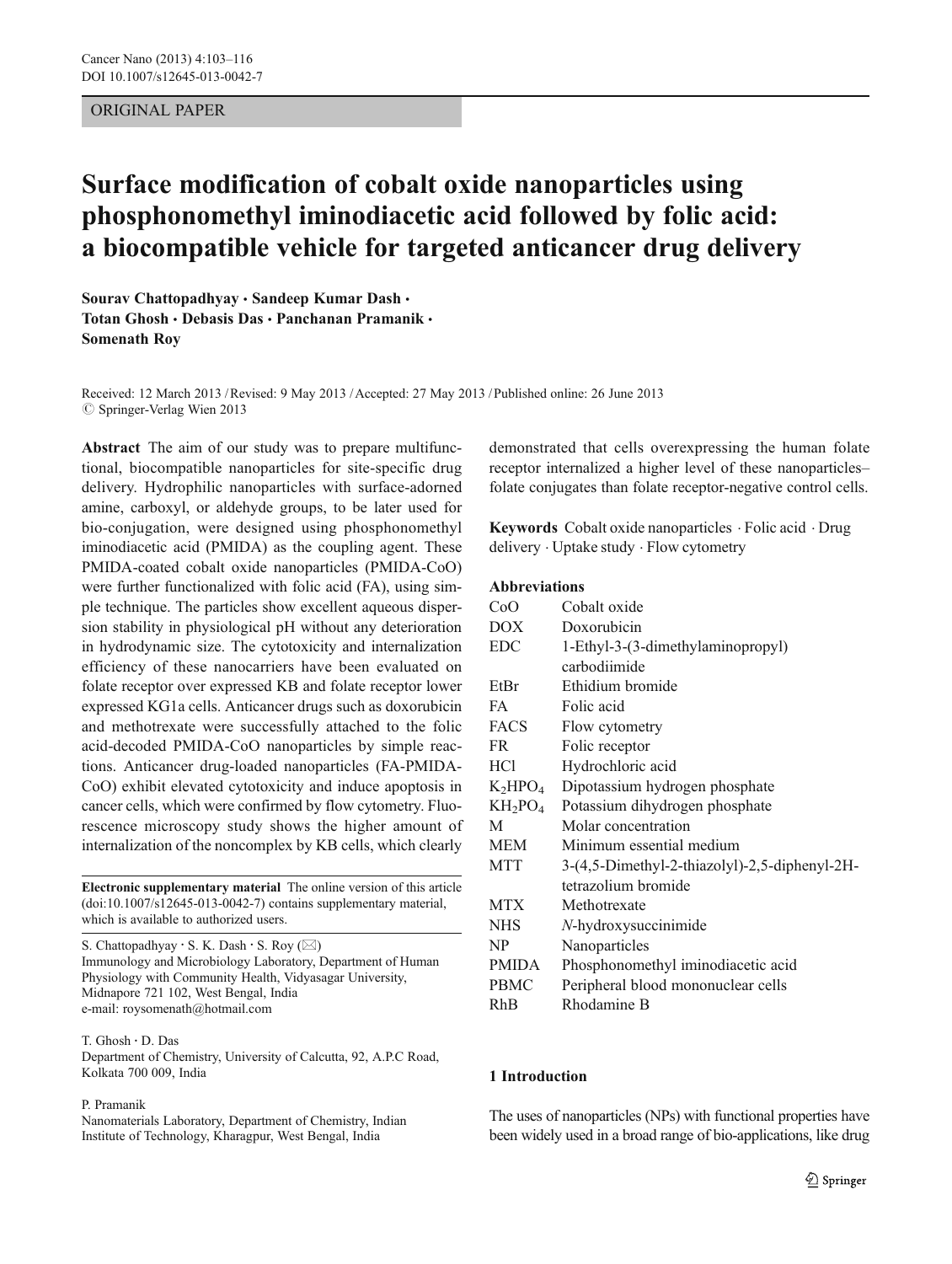ORIGINAL PAPER

# Surface modification of cobalt oxide nanoparticles using phosphonomethyl iminodiacetic acid followed by folic acid: a biocompatible vehicle for targeted anticancer drug delivery

**Sourav Chattopadhyay · Sandeep Kumar Dash · Totan Ghosh · Debasis Das · Panchanan Pramanik · Somenath Roy**

Received: 12 March 2013 / Revised: 9 May 2013 / Accepted: 27 May 2013 / Published online: 26 June 2013
© Springer-Verlag Wien 2013

**Abstract** The aim of our study was to prepare multifunctional, biocompatible nanoparticles for site-specific drug delivery. Hydrophilic nanoparticles with surface-adorned amine, carboxyl, or aldehyde groups, to be later used for bio-conjugation, were designed using phosphonomethyl iminodiacetic acid (PMIDA) as the coupling agent. These PMIDA-coated cobalt oxide nanoparticles (PMIDA-CoO) were further functionalized with folic acid (FA), using simple technique. The particles show excellent aqueous dispersion stability in physiological pH without any deterioration in hydrodynamic size. The cytotoxicity and internalization efficiency of these nanocarriers have been evaluated on folate receptor over expressed KB and folate receptor lower expressed KG1a cells. Anticancer drugs such as doxorubicin and methotrexate were successfully attached to the folic acid-decoded PMIDA-CoO nanoparticles by simple reactions. Anticancer drug-loaded nanoparticles (FA-PMIDA-CoO) exhibit elevated cytotoxicity and induce apoptosis in cancer cells, which were confirmed by flow cytometry. Fluorescence microscopy study shows the higher amount of internalization of the noncomplex by KB cells, which clearly demonstrated that cells overexpressing the human folate receptor internalized a higher level of these nanoparticles–folate conjugates than folate receptor-negative control cells.

**Keywords** Cobalt oxide nanoparticles · Folic acid · Drug delivery · Uptake study · Flow cytometry

**Abbreviations**

| | |
|---|---|
| CoO | Cobalt oxide |
| DOX | Doxorubicin |
| EDC | 1-Ethyl-3-(3-dimethylaminopropyl) carbodiimide |
| EtBr | Ethidium bromide |
| FA | Folic acid |
| FACS | Flow cytometry |
| FR | Folic receptor |
| HCl | Hydrochloric acid |
| $K_2HPO_4$ | Dipotassium hydrogen phosphate |
| $KH_2PO_4$ | Potassium dihydrogen phosphate |
| M | Molar concentration |
| MEM | Minimum essential medium |
| MTT | 3-(4,5-Dimethyl-2-thiazolyl)-2,5-diphenyl-2H-tetrazolium bromide |
| MTX | Methotrexate |
| NHS | *N*-hydroxysuccinimide |
| NP | Nanoparticles |
| PMIDA | Phosphonomethyl iminodiacetic acid |
| PBMC | Peripheral blood mononuclear cells |
| RhB | Rhodamine B |

**Electronic supplementary material** The online version of this article (doi:10.1007/s12645-013-0042-7) contains supplementary material, which is available to authorized users.

S. Chattopadhyay · S. K. Dash · S. Roy (✉)
Immunology and Microbiology Laboratory, Department of Human Physiology with Community Health, Vidyasagar University, Midnapore 721 102, West Bengal, India
e-mail: roysomenath@hotmail.com

T. Ghosh · D. Das
Department of Chemistry, University of Calcutta, 92, A.P.C Road, Kolkata 700 009, India

P. Pramanik
Nanomaterials Laboratory, Department of Chemistry, Indian Institute of Technology, Kharagpur, West Bengal, India

## 1 Introduction

The uses of nanoparticles (NPs) with functional properties have been widely used in a broad range of bio-applications, like drug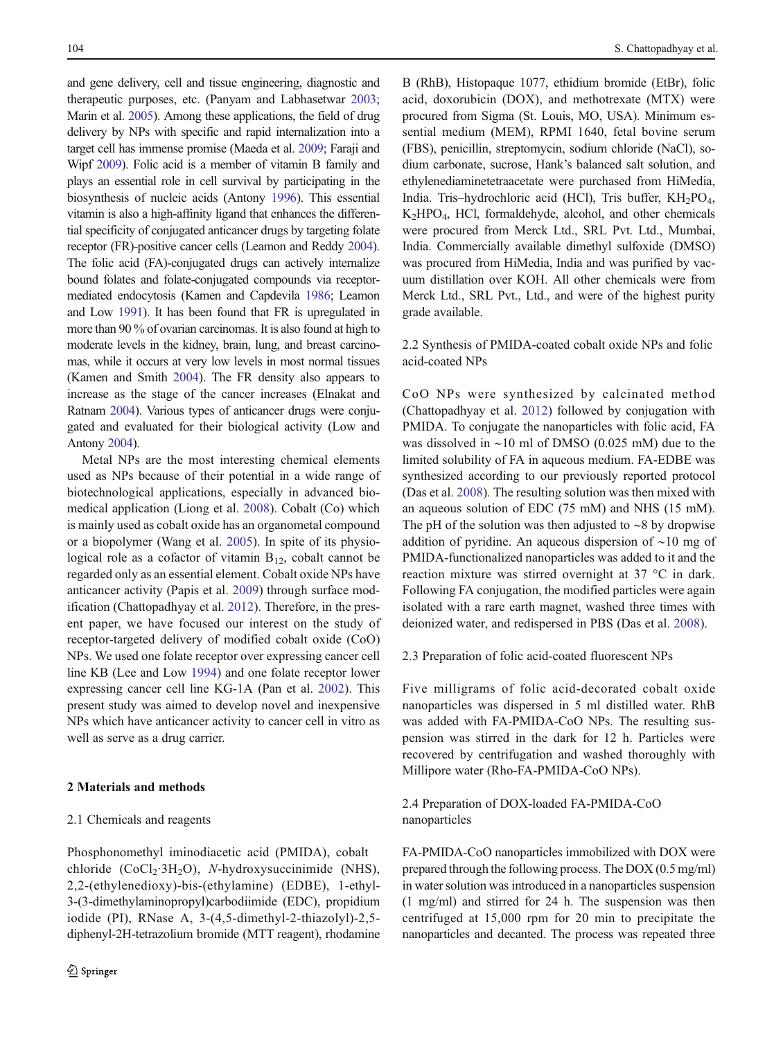and gene delivery, cell and tissue engineering, diagnostic and therapeutic purposes, etc. (Panyam and Labhasetwar 2003; Marin et al. 2005). Among these applications, the field of drug delivery by NPs with specific and rapid internalization into a target cell has immense promise (Maeda et al. 2009; Faraji and Wipf 2009). Folic acid is a member of vitamin B family and plays an essential role in cell survival by participating in the biosynthesis of nucleic acids (Antony 1996). This essential vitamin is also a high-affinity ligand that enhances the differential specificity of conjugated anticancer drugs by targeting folate receptor (FR)-positive cancer cells (Leamon and Reddy 2004). The folic acid (FA)-conjugated drugs can actively internalize bound folates and folate-conjugated compounds via receptor-mediated endocytosis (Kamen and Capdevila 1986; Leamon and Low 1991). It has been found that FR is upregulated in more than 90 % of ovarian carcinomas. It is also found at high to moderate levels in the kidney, brain, lung, and breast carcinomas, while it occurs at very low levels in most normal tissues (Kamen and Smith 2004). The FR density also appears to increase as the stage of the cancer increases (Elnakat and Ratnam 2004). Various types of anticancer drugs were conjugated and evaluated for their biological activity (Low and Antony 2004).

Metal NPs are the most interesting chemical elements used as NPs because of their potential in a wide range of biotechnological applications, especially in advanced biomedical application (Liong et al. 2008). Cobalt (Co) which is mainly used as cobalt oxide has an organometal compound or a biopolymer (Wang et al. 2005). In spite of its physiological role as a cofactor of vitamin $B_{12}$, cobalt cannot be regarded only as an essential element. Cobalt oxide NPs have anticancer activity (Papis et al. 2009) through surface modification (Chattopadhyay et al. 2012). Therefore, in the present paper, we have focused our interest on the study of receptor-targeted delivery of modified cobalt oxide (CoO) NPs. We used one folate receptor over expressing cancer cell line KB (Lee and Low 1994) and one folate receptor lower expressing cancer cell line KG-1A (Pan et al. 2002). This present study was aimed to develop novel and inexpensive NPs which have anticancer activity to cancer cell in vitro as well as serve as a drug carrier.

## 2 Materials and methods

### 2.1 Chemicals and reagents

Phosphonomethyl iminodiacetic acid (PMIDA), cobalt chloride ($CoCl_2{\cdot}3H_2O$), *N*-hydroxysuccinimide (NHS), 2,2-(ethylenedioxy)-bis-(ethylamine) (EDBE), 1-ethyl-3-(3-dimethylaminopropyl)carbodiimide (EDC), propidium iodide (PI), RNase A, 3-(4,5-dimethyl-2-thiazolyl)-2,5-diphenyl-2H-tetrazolium bromide (MTT reagent), rhodamine B (RhB), Histopaque 1077, ethidium bromide (EtBr), folic acid, doxorubicin (DOX), and methotrexate (MTX) were procured from Sigma (St. Louis, MO, USA). Minimum essential medium (MEM), RPMI 1640, fetal bovine serum (FBS), penicillin, streptomycin, sodium chloride (NaCl), sodium carbonate, sucrose, Hank's balanced salt solution, and ethylenediaminetetraacetate were purchased from HiMedia, India. Tris–hydrochloric acid (HCl), Tris buffer, $KH_2PO_4$, $K_2HPO_4$, HCl, formaldehyde, alcohol, and other chemicals were procured from Merck Ltd., SRL Pvt. Ltd., Mumbai, India. Commercially available dimethyl sulfoxide (DMSO) was procured from HiMedia, India and was purified by vacuum distillation over KOH. All other chemicals were from Merck Ltd., SRL Pvt., Ltd., and were of the highest purity grade available.

### 2.2 Synthesis of PMIDA-coated cobalt oxide NPs and folic acid-coated NPs

CoO NPs were synthesized by calcinated method (Chattopadhyay et al. 2012) followed by conjugation with PMIDA. To conjugate the nanoparticles with folic acid, FA was dissolved in ~10 ml of DMSO (0.025 mM) due to the limited solubility of FA in aqueous medium. FA-EDBE was synthesized according to our previously reported protocol (Das et al. 2008). The resulting solution was then mixed with an aqueous solution of EDC (75 mM) and NHS (15 mM). The pH of the solution was then adjusted to ~8 by dropwise addition of pyridine. An aqueous dispersion of ~10 mg of PMIDA-functionalized nanoparticles was added to it and the reaction mixture was stirred overnight at 37 °C in dark. Following FA conjugation, the modified particles were again isolated with a rare earth magnet, washed three times with deionized water, and redispersed in PBS (Das et al. 2008).

### 2.3 Preparation of folic acid-coated fluorescent NPs

Five milligrams of folic acid-decorated cobalt oxide nanoparticles was dispersed in 5 ml distilled water. RhB was added with FA-PMIDA-CoO NPs. The resulting suspension was stirred in the dark for 12 h. Particles were recovered by centrifugation and washed thoroughly with Millipore water (Rho-FA-PMIDA-CoO NPs).

### 2.4 Preparation of DOX-loaded FA-PMIDA-CoO nanoparticles

FA-PMIDA-CoO nanoparticles immobilized with DOX were prepared through the following process. The DOX (0.5 mg/ml) in water solution was introduced in a nanoparticles suspension (1 mg/ml) and stirred for 24 h. The suspension was then centrifuged at 15,000 rpm for 20 min to precipitate the nanoparticles and decanted. The process was repeated three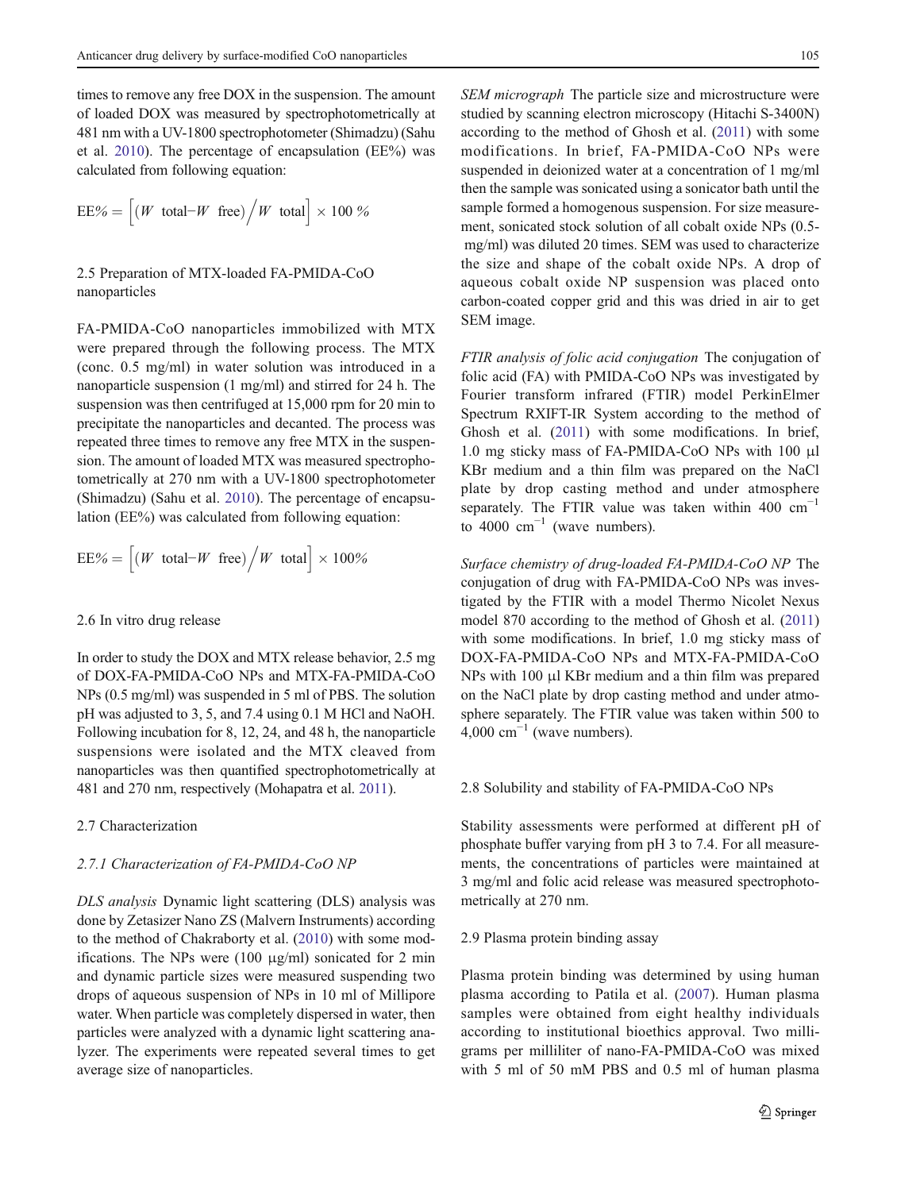times to remove any free DOX in the suspension. The amount of loaded DOX was measured by spectrophotometrically at 481 nm with a UV-1800 spectrophotometer (Shimadzu) (Sahu et al. 2010). The percentage of encapsulation (EE%) was calculated from following equation:

$$\mathrm{EE\%} = \left[(W\ \text{total} - W\ \text{free})\Big/ W\ \text{total}\right] \times 100\ \%$$

## 2.5 Preparation of MTX-loaded FA-PMIDA-CoO nanoparticles

FA-PMIDA-CoO nanoparticles immobilized with MTX were prepared through the following process. The MTX (conc. 0.5 mg/ml) in water solution was introduced in a nanoparticle suspension (1 mg/ml) and stirred for 24 h. The suspension was then centrifuged at 15,000 rpm for 20 min to precipitate the nanoparticles and decanted. The process was repeated three times to remove any free MTX in the suspension. The amount of loaded MTX was measured spectrophotometrically at 270 nm with a UV-1800 spectrophotometer (Shimadzu) (Sahu et al. 2010). The percentage of encapsulation (EE%) was calculated from following equation:

$$\mathrm{EE\%} = \left[(W\ \text{total} - W\ \text{free})\Big/ W\ \text{total}\right] \times 100\%$$

## 2.6 In vitro drug release

In order to study the DOX and MTX release behavior, 2.5 mg of DOX-FA-PMIDA-CoO NPs and MTX-FA-PMIDA-CoO NPs (0.5 mg/ml) was suspended in 5 ml of PBS. The solution pH was adjusted to 3, 5, and 7.4 using 0.1 M HCl and NaOH. Following incubation for 8, 12, 24, and 48 h, the nanoparticle suspensions were isolated and the MTX cleaved from nanoparticles was then quantified spectrophotometrically at 481 and 270 nm, respectively (Mohapatra et al. 2011).

## 2.7 Characterization

### 2.7.1 Characterization of FA-PMIDA-CoO NP

*DLS analysis* Dynamic light scattering (DLS) analysis was done by Zetasizer Nano ZS (Malvern Instruments) according to the method of Chakraborty et al. (2010) with some modifications. The NPs were (100 μg/ml) sonicated for 2 min and dynamic particle sizes were measured suspending two drops of aqueous suspension of NPs in 10 ml of Millipore water. When particle was completely dispersed in water, then particles were analyzed with a dynamic light scattering analyzer. The experiments were repeated several times to get average size of nanoparticles.

*SEM micrograph* The particle size and microstructure were studied by scanning electron microscopy (Hitachi S-3400N) according to the method of Ghosh et al. (2011) with some modifications. In brief, FA-PMIDA-CoO NPs were suspended in deionized water at a concentration of 1 mg/ml then the sample was sonicated using a sonicator bath until the sample formed a homogenous suspension. For size measurement, sonicated stock solution of all cobalt oxide NPs (0.5-mg/ml) was diluted 20 times. SEM was used to characterize the size and shape of the cobalt oxide NPs. A drop of aqueous cobalt oxide NP suspension was placed onto carbon-coated copper grid and this was dried in air to get SEM image.

*FTIR analysis of folic acid conjugation* The conjugation of folic acid (FA) with PMIDA-CoO NPs was investigated by Fourier transform infrared (FTIR) model PerkinElmer Spectrum RXIFT-IR System according to the method of Ghosh et al. (2011) with some modifications. In brief, 1.0 mg sticky mass of FA-PMIDA-CoO NPs with 100 μl KBr medium and a thin film was prepared on the NaCl plate by drop casting method and under atmosphere separately. The FTIR value was taken within 400 $\mathrm{cm}^{-1}$ to 4000 $\mathrm{cm}^{-1}$ (wave numbers).

*Surface chemistry of drug-loaded FA-PMIDA-CoO NP* The conjugation of drug with FA-PMIDA-CoO NPs was investigated by the FTIR with a model Thermo Nicolet Nexus model 870 according to the method of Ghosh et al. (2011) with some modifications. In brief, 1.0 mg sticky mass of DOX-FA-PMIDA-CoO NPs and MTX-FA-PMIDA-CoO NPs with 100 μl KBr medium and a thin film was prepared on the NaCl plate by drop casting method and under atmosphere separately. The FTIR value was taken within 500 to 4,000 $\mathrm{cm}^{-1}$ (wave numbers).

## 2.8 Solubility and stability of FA-PMIDA-CoO NPs

Stability assessments were performed at different pH of phosphate buffer varying from pH 3 to 7.4. For all measurements, the concentrations of particles were maintained at 3 mg/ml and folic acid release was measured spectrophotometrically at 270 nm.

## 2.9 Plasma protein binding assay

Plasma protein binding was determined by using human plasma according to Patila et al. (2007). Human plasma samples were obtained from eight healthy individuals according to institutional bioethics approval. Two milligrams per milliliter of nano-FA-PMIDA-CoO was mixed with 5 ml of 50 mM PBS and 0.5 ml of human plasma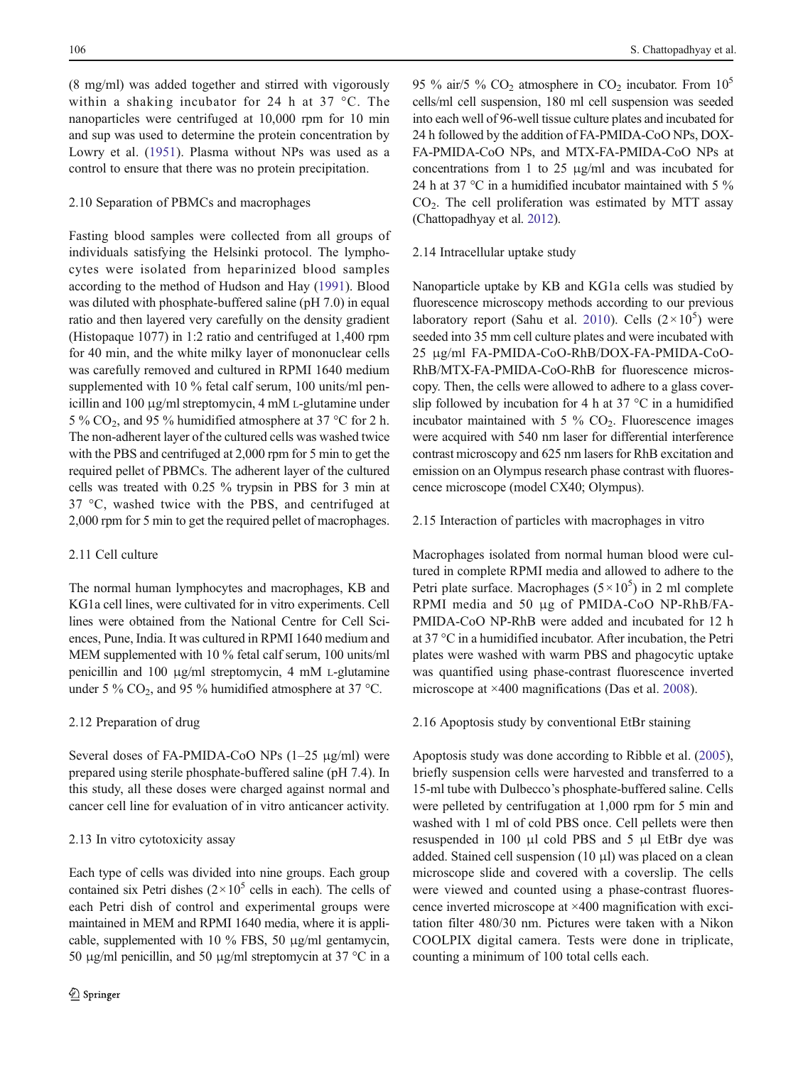(8 mg/ml) was added together and stirred with vigorously within a shaking incubator for 24 h at 37 °C. The nanoparticles were centrifuged at 10,000 rpm for 10 min and sup was used to determine the protein concentration by Lowry et al. (1951). Plasma without NPs was used as a control to ensure that there was no protein precipitation.

### 2.10 Separation of PBMCs and macrophages

Fasting blood samples were collected from all groups of individuals satisfying the Helsinki protocol. The lymphocytes were isolated from heparinized blood samples according to the method of Hudson and Hay (1991). Blood was diluted with phosphate-buffered saline (pH 7.0) in equal ratio and then layered very carefully on the density gradient (Histopaque 1077) in 1:2 ratio and centrifuged at 1,400 rpm for 40 min, and the white milky layer of mononuclear cells was carefully removed and cultured in RPMI 1640 medium supplemented with 10 % fetal calf serum, 100 units/ml penicillin and 100 μg/ml streptomycin, 4 mM L-glutamine under 5 % $CO_2$, and 95 % humidified atmosphere at 37 °C for 2 h. The non-adherent layer of the cultured cells was washed twice with the PBS and centrifuged at 2,000 rpm for 5 min to get the required pellet of PBMCs. The adherent layer of the cultured cells was treated with 0.25 % trypsin in PBS for 3 min at 37 °C, washed twice with the PBS, and centrifuged at 2,000 rpm for 5 min to get the required pellet of macrophages.

### 2.11 Cell culture

The normal human lymphocytes and macrophages, KB and KG1a cell lines, were cultivated for in vitro experiments. Cell lines were obtained from the National Centre for Cell Sciences, Pune, India. It was cultured in RPMI 1640 medium and MEM supplemented with 10 % fetal calf serum, 100 units/ml penicillin and 100 μg/ml streptomycin, 4 mM L-glutamine under 5 % $CO_2$, and 95 % humidified atmosphere at 37 °C.

### 2.12 Preparation of drug

Several doses of FA-PMIDA-CoO NPs (1–25 μg/ml) were prepared using sterile phosphate-buffered saline (pH 7.4). In this study, all these doses were charged against normal and cancer cell line for evaluation of in vitro anticancer activity.

### 2.13 In vitro cytotoxicity assay

Each type of cells was divided into nine groups. Each group contained six Petri dishes ($2\times10^5$ cells in each). The cells of each Petri dish of control and experimental groups were maintained in MEM and RPMI 1640 media, where it is applicable, supplemented with 10 % FBS, 50 μg/ml gentamycin, 50 μg/ml penicillin, and 50 μg/ml streptomycin at 37 °C in a 95 % air/5 % $CO_2$ atmosphere in $CO_2$ incubator. From $10^5$ cells/ml cell suspension, 180 ml cell suspension was seeded into each well of 96-well tissue culture plates and incubated for 24 h followed by the addition of FA-PMIDA-CoO NPs, DOX-FA-PMIDA-CoO NPs, and MTX-FA-PMIDA-CoO NPs at concentrations from 1 to 25 μg/ml and was incubated for 24 h at 37 °C in a humidified incubator maintained with 5 % $CO_2$. The cell proliferation was estimated by MTT assay (Chattopadhyay et al. 2012).

### 2.14 Intracellular uptake study

Nanoparticle uptake by KB and KG1a cells was studied by fluorescence microscopy methods according to our previous laboratory report (Sahu et al. 2010). Cells ($2\times10^5$) were seeded into 35 mm cell culture plates and were incubated with 25 μg/ml FA-PMIDA-CoO-RhB/DOX-FA-PMIDA-CoO-RhB/MTX-FA-PMIDA-CoO-RhB for fluorescence microscopy. Then, the cells were allowed to adhere to a glass coverslip followed by incubation for 4 h at 37 °C in a humidified incubator maintained with 5 % $CO_2$. Fluorescence images were acquired with 540 nm laser for differential interference contrast microscopy and 625 nm lasers for RhB excitation and emission on an Olympus research phase contrast with fluorescence microscope (model CX40; Olympus).

### 2.15 Interaction of particles with macrophages in vitro

Macrophages isolated from normal human blood were cultured in complete RPMI media and allowed to adhere to the Petri plate surface. Macrophages ($5\times10^5$) in 2 ml complete RPMI media and 50 μg of PMIDA-CoO NP-RhB/FA-PMIDA-CoO NP-RhB were added and incubated for 12 h at 37 °C in a humidified incubator. After incubation, the Petri plates were washed with warm PBS and phagocytic uptake was quantified using phase-contrast fluorescence inverted microscope at ×400 magnifications (Das et al. 2008).

### 2.16 Apoptosis study by conventional EtBr staining

Apoptosis study was done according to Ribble et al. (2005), briefly suspension cells were harvested and transferred to a 15-ml tube with Dulbecco's phosphate-buffered saline. Cells were pelleted by centrifugation at 1,000 rpm for 5 min and washed with 1 ml of cold PBS once. Cell pellets were then resuspended in 100 μl cold PBS and 5 μl EtBr dye was added. Stained cell suspension (10 μl) was placed on a clean microscope slide and covered with a coverslip. The cells were viewed and counted using a phase-contrast fluorescence inverted microscope at ×400 magnification with excitation filter 480/30 nm. Pictures were taken with a Nikon COOLPIX digital camera. Tests were done in triplicate, counting a minimum of 100 total cells each.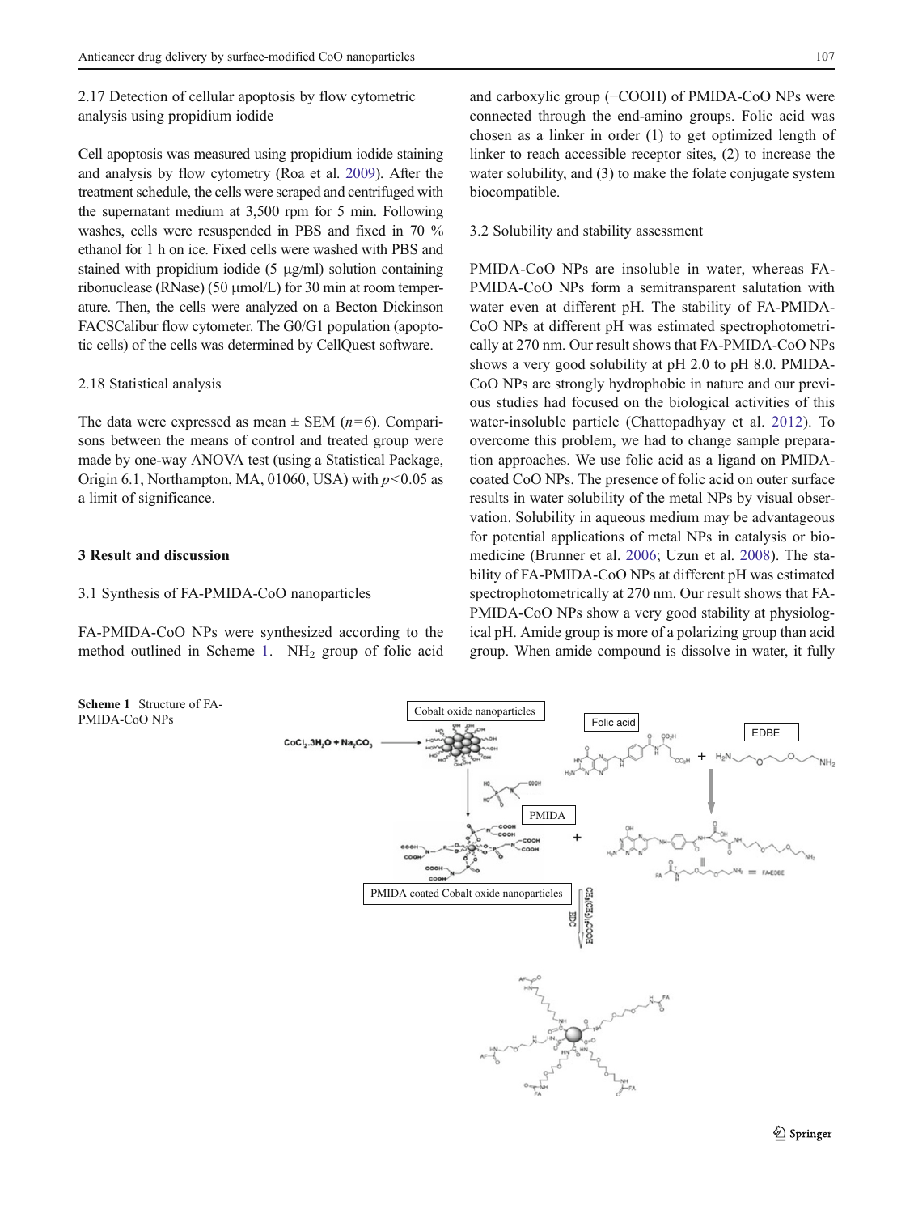### 2.17 Detection of cellular apoptosis by flow cytometric analysis using propidium iodide

Cell apoptosis was measured using propidium iodide staining and analysis by flow cytometry (Roa et al. 2009). After the treatment schedule, the cells were scraped and centrifuged with the supernatant medium at 3,500 rpm for 5 min. Following washes, cells were resuspended in PBS and fixed in 70 % ethanol for 1 h on ice. Fixed cells were washed with PBS and stained with propidium iodide (5 μg/ml) solution containing ribonuclease (RNase) (50 μmol/L) for 30 min at room temperature. Then, the cells were analyzed on a Becton Dickinson FACSCalibur flow cytometer. The G0/G1 population (apoptotic cells) of the cells was determined by CellQuest software.

### 2.18 Statistical analysis

The data were expressed as mean ± SEM ($n$=6). Comparisons between the means of control and treated group were made by one-way ANOVA test (using a Statistical Package, Origin 6.1, Northampton, MA, 01060, USA) with $p<0.05$ as a limit of significance.

## 3 Result and discussion

### 3.1 Synthesis of FA-PMIDA-CoO nanoparticles

FA-PMIDA-CoO NPs were synthesized according to the method outlined in Scheme 1. $-NH_2$ group of folic acid and carboxylic group (−COOH) of PMIDA-CoO NPs were connected through the end-amino groups. Folic acid was chosen as a linker in order (1) to get optimized length of linker to reach accessible receptor sites, (2) to increase the water solubility, and (3) to make the folate conjugate system biocompatible.

### 3.2 Solubility and stability assessment

PMIDA-CoO NPs are insoluble in water, whereas FA-PMIDA-CoO NPs form a semitransparent salutation with water even at different pH. The stability of FA-PMIDA-CoO NPs at different pH was estimated spectrophotometrically at 270 nm. Our result shows that FA-PMIDA-CoO NPs shows a very good solubility at pH 2.0 to pH 8.0. PMIDA-CoO NPs are strongly hydrophobic in nature and our previous studies had focused on the biological activities of this water-insoluble particle (Chattopadhyay et al. 2012). To overcome this problem, we had to change sample preparation approaches. We use folic acid as a ligand on PMIDA-coated CoO NPs. The presence of folic acid on outer surface results in water solubility of the metal NPs by visual observation. Solubility in aqueous medium may be advantageous for potential applications of metal NPs in catalysis or biomedicine (Brunner et al. 2006; Uzun et al. 2008). The stability of FA-PMIDA-CoO NPs at different pH was estimated spectrophotometrically at 270 nm. Our result shows that FA-PMIDA-CoO NPs show a very good stability at physiological pH. Amide group is more of a polarizing group than acid group. When amide compound is dissolve in water, it fully

**Scheme 1** Structure of FA-PMIDA-CoO NPs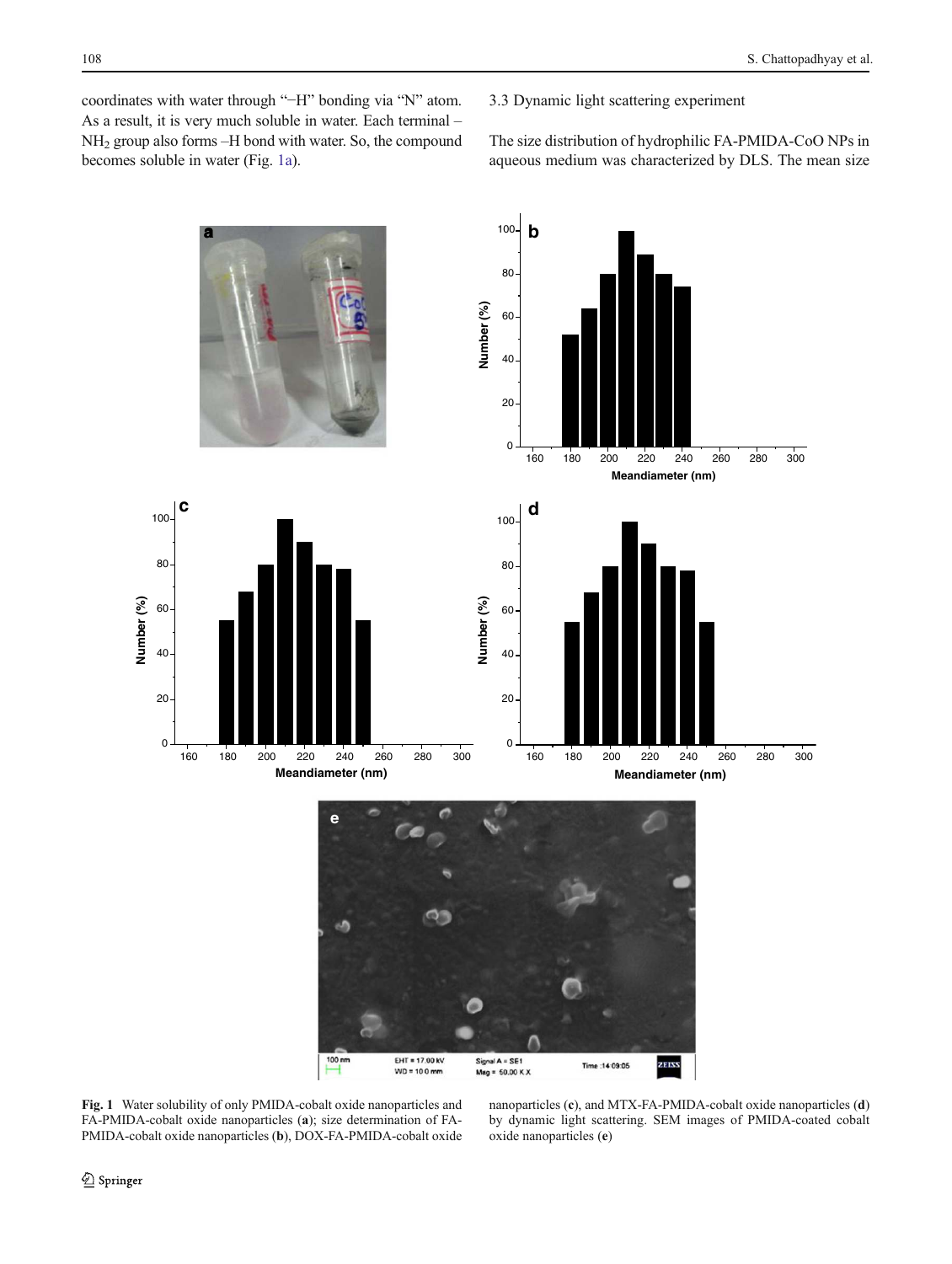coordinates with water through "–H" bonding via "N" atom. As a result, it is very much soluble in water. Each terminal –$NH_2$ group also forms –H bond with water. So, the compound becomes soluble in water (Fig. 1a).

### 3.3 Dynamic light scattering experiment

The size distribution of hydrophilic FA-PMIDA-CoO NPs in aqueous medium was characterized by DLS. The mean size

**Fig. 1** Water solubility of only PMIDA-cobalt oxide nanoparticles and FA-PMIDA-cobalt oxide nanoparticles (**a**); size determination of FA-PMIDA-cobalt oxide nanoparticles (**b**), DOX-FA-PMIDA-cobalt oxide nanoparticles (**c**), and MTX-FA-PMIDA-cobalt oxide nanoparticles (**d**) by dynamic light scattering. SEM images of PMIDA-coated cobalt oxide nanoparticles (**e**)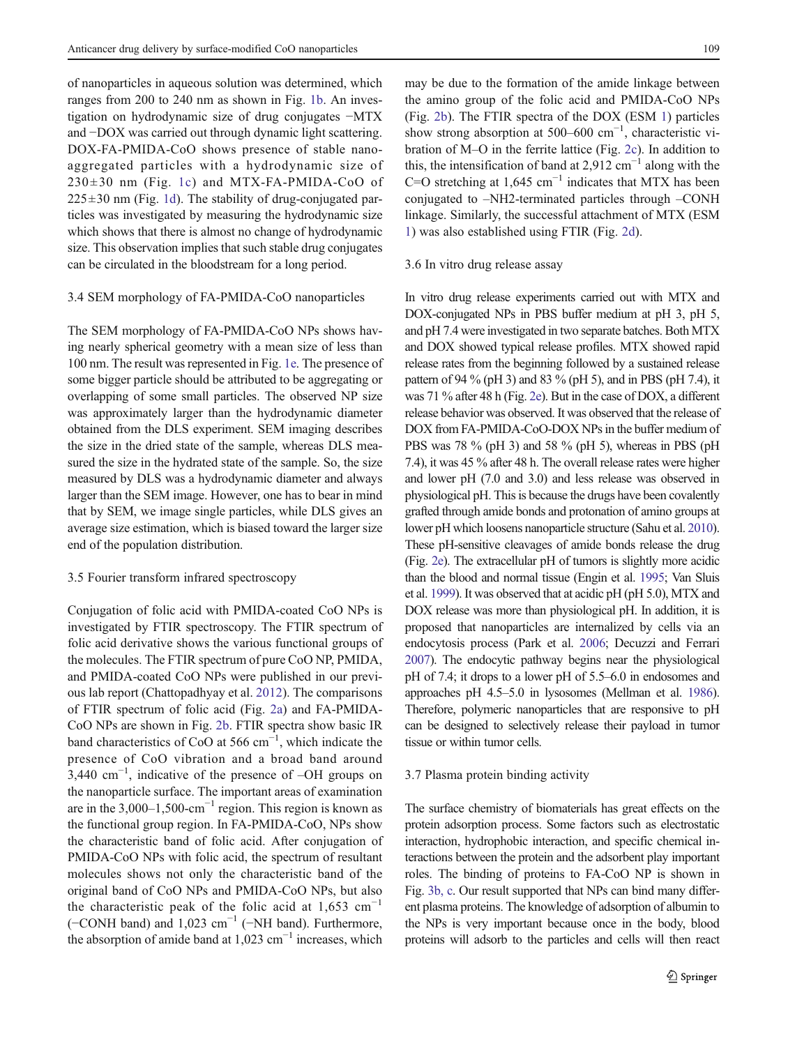of nanoparticles in aqueous solution was determined, which ranges from 200 to 240 nm as shown in Fig. 1b. An investigation on hydrodynamic size of drug conjugates −MTX and −DOX was carried out through dynamic light scattering. DOX-FA-PMIDA-CoO shows presence of stable nano-aggregated particles with a hydrodynamic size of 230±30 nm (Fig. 1c) and MTX-FA-PMIDA-CoO of 225±30 nm (Fig. 1d). The stability of drug-conjugated particles was investigated by measuring the hydrodynamic size which shows that there is almost no change of hydrodynamic size. This observation implies that such stable drug conjugates can be circulated in the bloodstream for a long period.

### 3.4 SEM morphology of FA-PMIDA-CoO nanoparticles

The SEM morphology of FA-PMIDA-CoO NPs shows having nearly spherical geometry with a mean size of less than 100 nm. The result was represented in Fig. 1e. The presence of some bigger particle should be attributed to be aggregating or overlapping of some small particles. The observed NP size was approximately larger than the hydrodynamic diameter obtained from the DLS experiment. SEM imaging describes the size in the dried state of the sample, whereas DLS measured the size in the hydrated state of the sample. So, the size measured by DLS was a hydrodynamic diameter and always larger than the SEM image. However, one has to bear in mind that by SEM, we image single particles, while DLS gives an average size estimation, which is biased toward the larger size end of the population distribution.

### 3.5 Fourier transform infrared spectroscopy

Conjugation of folic acid with PMIDA-coated CoO NPs is investigated by FTIR spectroscopy. The FTIR spectrum of folic acid derivative shows the various functional groups of the molecules. The FTIR spectrum of pure CoO NP, PMIDA, and PMIDA-coated CoO NPs were published in our previous lab report (Chattopadhyay et al. 2012). The comparisons of FTIR spectrum of folic acid (Fig. 2a) and FA-PMIDA-CoO NPs are shown in Fig. 2b. FTIR spectra show basic IR band characteristics of CoO at 566 $cm^{-1}$, which indicate the presence of CoO vibration and a broad band around 3,440 $cm^{-1}$, indicative of the presence of –OH groups on the nanoparticle surface. The important areas of examination are in the 3,000–1,500-$cm^{-1}$ region. This region is known as the functional group region. In FA-PMIDA-CoO, NPs show the characteristic band of folic acid. After conjugation of PMIDA-CoO NPs with folic acid, the spectrum of resultant molecules shows not only the characteristic band of the original band of CoO NPs and PMIDA-CoO NPs, but also the characteristic peak of the folic acid at 1,653 $cm^{-1}$ (−CONH band) and 1,023 $cm^{-1}$ (−NH band). Furthermore, the absorption of amide band at 1,023 $cm^{-1}$ increases, which may be due to the formation of the amide linkage between the amino group of the folic acid and PMIDA-CoO NPs (Fig. 2b). The FTIR spectra of the DOX (ESM 1) particles show strong absorption at 500–600 $cm^{-1}$, characteristic vibration of M–O in the ferrite lattice (Fig. 2c). In addition to this, the intensification of band at 2,912 $cm^{-1}$ along with the C=O stretching at 1,645 $cm^{-1}$ indicates that MTX has been conjugated to –NH2-terminated particles through –CONH linkage. Similarly, the successful attachment of MTX (ESM 1) was also established using FTIR (Fig. 2d).

### 3.6 In vitro drug release assay

In vitro drug release experiments carried out with MTX and DOX-conjugated NPs in PBS buffer medium at pH 3, pH 5, and pH 7.4 were investigated in two separate batches. Both MTX and DOX showed typical release profiles. MTX showed rapid release rates from the beginning followed by a sustained release pattern of 94 % (pH 3) and 83 % (pH 5), and in PBS (pH 7.4), it was 71 % after 48 h (Fig. 2e). But in the case of DOX, a different release behavior was observed. It was observed that the release of DOX from FA-PMIDA-CoO-DOX NPs in the buffer medium of PBS was 78 % (pH 3) and 58 % (pH 5), whereas in PBS (pH 7.4), it was 45 % after 48 h. The overall release rates were higher and lower pH (7.0 and 3.0) and less release was observed in physiological pH. This is because the drugs have been covalently grafted through amide bonds and protonation of amino groups at lower pH which loosens nanoparticle structure (Sahu et al. 2010). These pH-sensitive cleavages of amide bonds release the drug (Fig. 2e). The extracellular pH of tumors is slightly more acidic than the blood and normal tissue (Engin et al. 1995; Van Sluis et al. 1999). It was observed that at acidic pH (pH 5.0), MTX and DOX release was more than physiological pH. In addition, it is proposed that nanoparticles are internalized by cells via an endocytosis process (Park et al. 2006; Decuzzi and Ferrari 2007). The endocytic pathway begins near the physiological pH of 7.4; it drops to a lower pH of 5.5–6.0 in endosomes and approaches pH 4.5–5.0 in lysosomes (Mellman et al. 1986). Therefore, polymeric nanoparticles that are responsive to pH can be designed to selectively release their payload in tumor tissue or within tumor cells.

### 3.7 Plasma protein binding activity

The surface chemistry of biomaterials has great effects on the protein adsorption process. Some factors such as electrostatic interaction, hydrophobic interaction, and specific chemical interactions between the protein and the adsorbent play important roles. The binding of proteins to FA-CoO NP is shown in Fig. 3b, c. Our result supported that NPs can bind many different plasma proteins. The knowledge of adsorption of albumin to the NPs is very important because once in the body, blood proteins will adsorb to the particles and cells will then react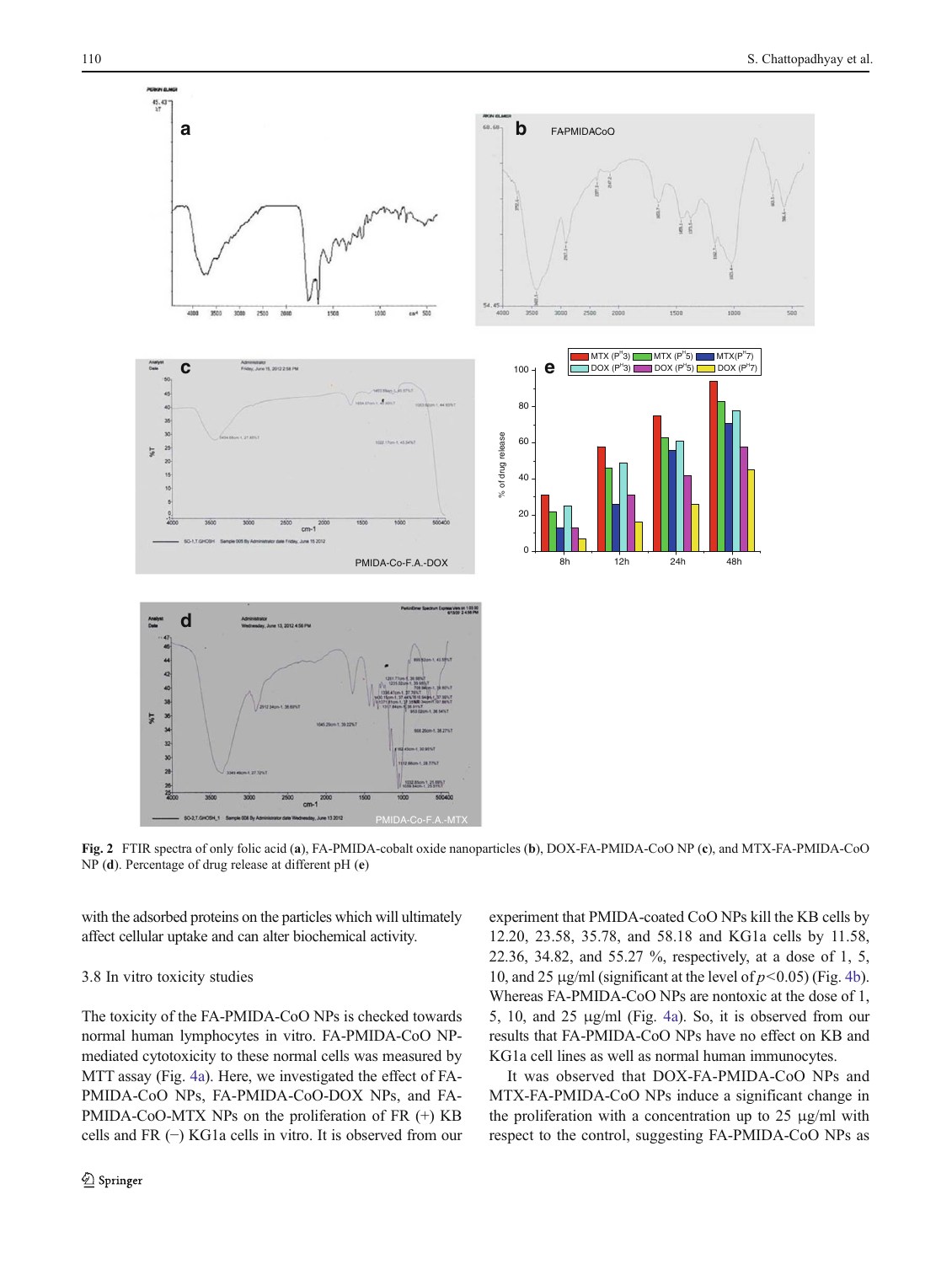Fig. 2 FTIR spectra of only folic acid (a), FA-PMIDA-cobalt oxide nanoparticles (b), DOX-FA-PMIDA-CoO NP (c), and MTX-FA-PMIDA-CoO NP (d). Percentage of drug release at different pH (e)

with the adsorbed proteins on the particles which will ultimately affect cellular uptake and can alter biochemical activity.

### 3.8 In vitro toxicity studies

The toxicity of the FA-PMIDA-CoO NPs is checked towards normal human lymphocytes in vitro. FA-PMIDA-CoO NP-mediated cytotoxicity to these normal cells was measured by MTT assay (Fig. 4a). Here, we investigated the effect of FA-PMIDA-CoO NPs, FA-PMIDA-CoO-DOX NPs, and FA-PMIDA-CoO-MTX NPs on the proliferation of FR (+) KB cells and FR (−) KG1a cells in vitro. It is observed from our experiment that PMIDA-coated CoO NPs kill the KB cells by 12.20, 23.58, 35.78, and 58.18 and KG1a cells by 11.58, 22.36, 34.82, and 55.27 %, respectively, at a dose of 1, 5, 10, and 25 μg/ml (significant at the level of $p<0.05$) (Fig. 4b). Whereas FA-PMIDA-CoO NPs are nontoxic at the dose of 1, 5, 10, and 25 μg/ml (Fig. 4a). So, it is observed from our results that FA-PMIDA-CoO NPs have no effect on KB and KG1a cell lines as well as normal human immunocytes.

It was observed that DOX-FA-PMIDA-CoO NPs and MTX-FA-PMIDA-CoO NPs induce a significant change in the proliferation with a concentration up to 25 μg/ml with respect to the control, suggesting FA-PMIDA-CoO NPs as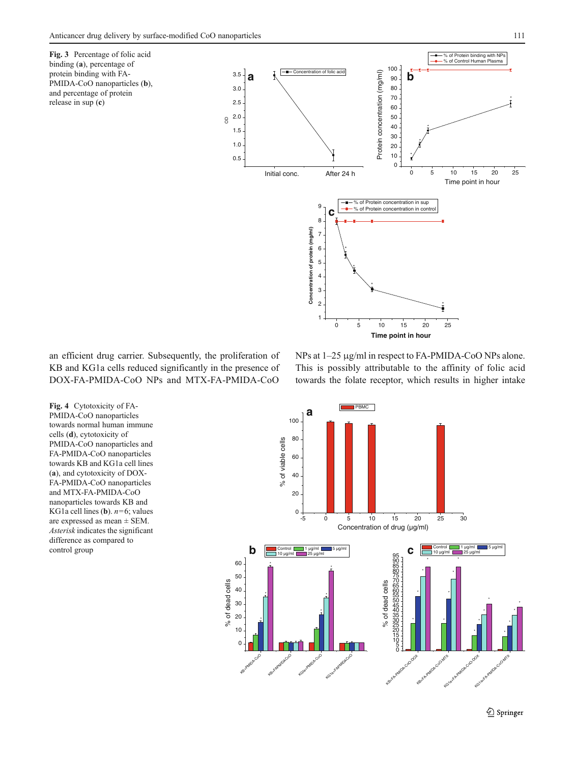**Fig. 3** Percentage of folic acid binding (**a**), percentage of protein binding with FA-PMIDA-CoO nanoparticles (**b**), and percentage of protein release in sup (**c**)

an efficient drug carrier. Subsequently, the proliferation of KB and KG1a cells reduced significantly in the presence of DOX-FA-PMIDA-CoO NPs and MTX-FA-PMIDA-CoO NPs at 1–25 μg/ml in respect to FA-PMIDA-CoO NPs alone. This is possibly attributable to the affinity of folic acid towards the folate receptor, which results in higher intake

**Fig. 4** Cytotoxicity of FA-PMIDA-CoO nanoparticles towards normal human immune cells (**d**), cytotoxicity of PMIDA-CoO nanoparticles and FA-PMIDA-CoO nanoparticles towards KB and KG1a cell lines (**a**), and cytotoxicity of DOX-FA-PMIDA-CoO nanoparticles and MTX-FA-PMIDA-CoO nanoparticles towards KB and KG1a cell lines (**b**). *n*=6; values are expressed as mean ± SEM. *Asterisk* indicates the significant difference as compared to control group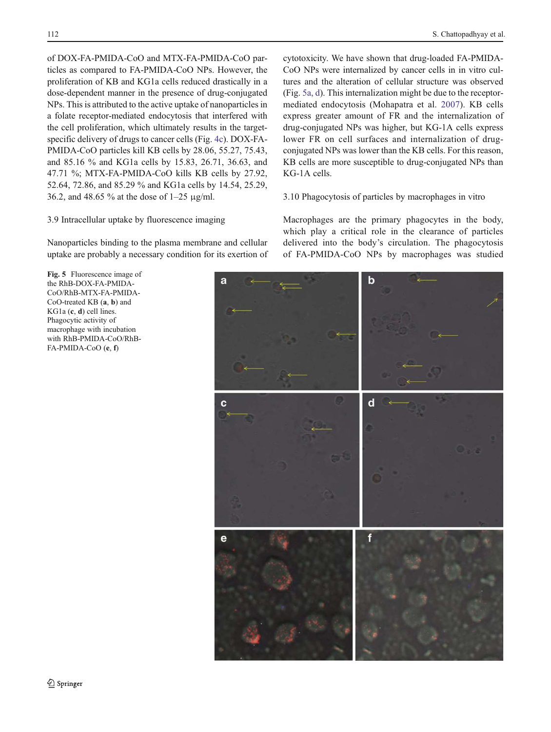of DOX-FA-PMIDA-CoO and MTX-FA-PMIDA-CoO particles as compared to FA-PMIDA-CoO NPs. However, the proliferation of KB and KG1a cells reduced drastically in a dose-dependent manner in the presence of drug-conjugated NPs. This is attributed to the active uptake of nanoparticles in a folate receptor-mediated endocytosis that interfered with the cell proliferation, which ultimately results in the target-specific delivery of drugs to cancer cells (Fig. 4c). DOX-FA-PMIDA-CoO particles kill KB cells by 28.06, 55.27, 75.43, and 85.16 % and KG1a cells by 15.83, 26.71, 36.63, and 47.71 %; MTX-FA-PMIDA-CoO kills KB cells by 27.92, 52.64, 72.86, and 85.29 % and KG1a cells by 14.54, 25.29, 36.2, and 48.65 % at the dose of 1–25 μg/ml.

### 3.9 Intracellular uptake by fluorescence imaging

Nanoparticles binding to the plasma membrane and cellular uptake are probably a necessary condition for its exertion of cytotoxicity. We have shown that drug-loaded FA-PMIDA-CoO NPs were internalized by cancer cells in in vitro cultures and the alteration of cellular structure was observed (Fig. 5a, d). This internalization might be due to the receptor-mediated endocytosis (Mohapatra et al. 2007). KB cells express greater amount of FR and the internalization of drug-conjugated NPs was higher, but KG-1A cells express lower FR on cell surfaces and internalization of drug-conjugated NPs was lower than the KB cells. For this reason, KB cells are more susceptible to drug-conjugated NPs than KG-1A cells.

### 3.10 Phagocytosis of particles by macrophages in vitro

Macrophages are the primary phagocytes in the body, which play a critical role in the clearance of particles delivered into the body's circulation. The phagocytosis of FA-PMIDA-CoO NPs by macrophages was studied

**Fig. 5** Fluorescence image of the RhB-DOX-FA-PMIDA-CoO/RhB-MTX-FA-PMIDA-CoO-treated KB (**a**, **b**) and KG1a (**c**, **d**) cell lines. Phagocytic activity of macrophage with incubation with RhB-PMIDA-CoO/RhB-FA-PMIDA-CoO (**e**, **f**)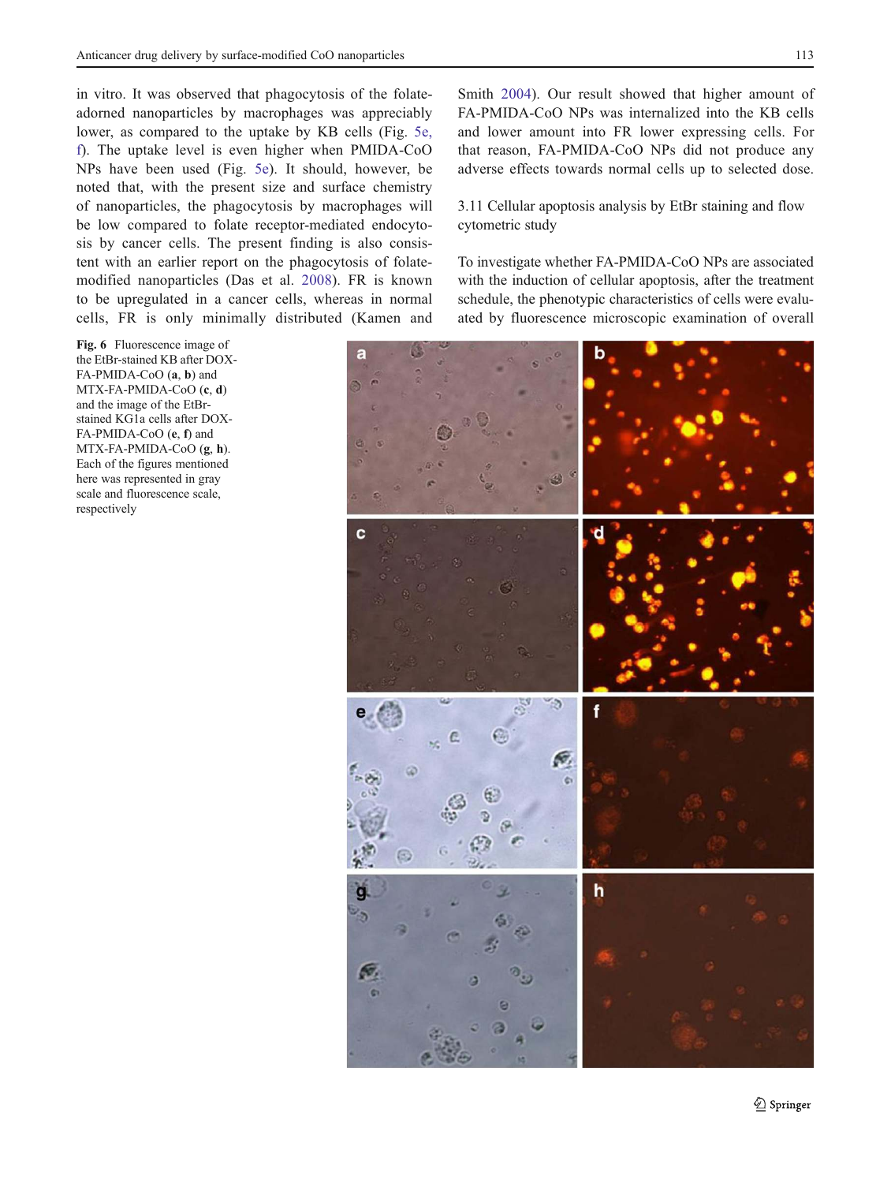in vitro. It was observed that phagocytosis of the folate-adorned nanoparticles by macrophages was appreciably lower, as compared to the uptake by KB cells (Fig. 5e, f). The uptake level is even higher when PMIDA-CoO NPs have been used (Fig. 5e). It should, however, be noted that, with the present size and surface chemistry of nanoparticles, the phagocytosis by macrophages will be low compared to folate receptor-mediated endocytosis by cancer cells. The present finding is also consistent with an earlier report on the phagocytosis of folate-modified nanoparticles (Das et al. 2008). FR is known to be upregulated in a cancer cells, whereas in normal cells, FR is only minimally distributed (Kamen and Smith 2004). Our result showed that higher amount of FA-PMIDA-CoO NPs was internalized into the KB cells and lower amount into FR lower expressing cells. For that reason, FA-PMIDA-CoO NPs did not produce any adverse effects towards normal cells up to selected dose.

### 3.11 Cellular apoptosis analysis by EtBr staining and flow cytometric study

To investigate whether FA-PMIDA-CoO NPs are associated with the induction of cellular apoptosis, after the treatment schedule, the phenotypic characteristics of cells were evaluated by fluorescence microscopic examination of overall

**Fig. 6** Fluorescence image of the EtBr-stained KB after DOX-FA-PMIDA-CoO (**a**, **b**) and MTX-FA-PMIDA-CoO (**c**, **d**) and the image of the EtBr-stained KG1a cells after DOX-FA-PMIDA-CoO (**e**, **f**) and MTX-FA-PMIDA-CoO (**g**, **h**). Each of the figures mentioned here was represented in gray scale and fluorescence scale, respectively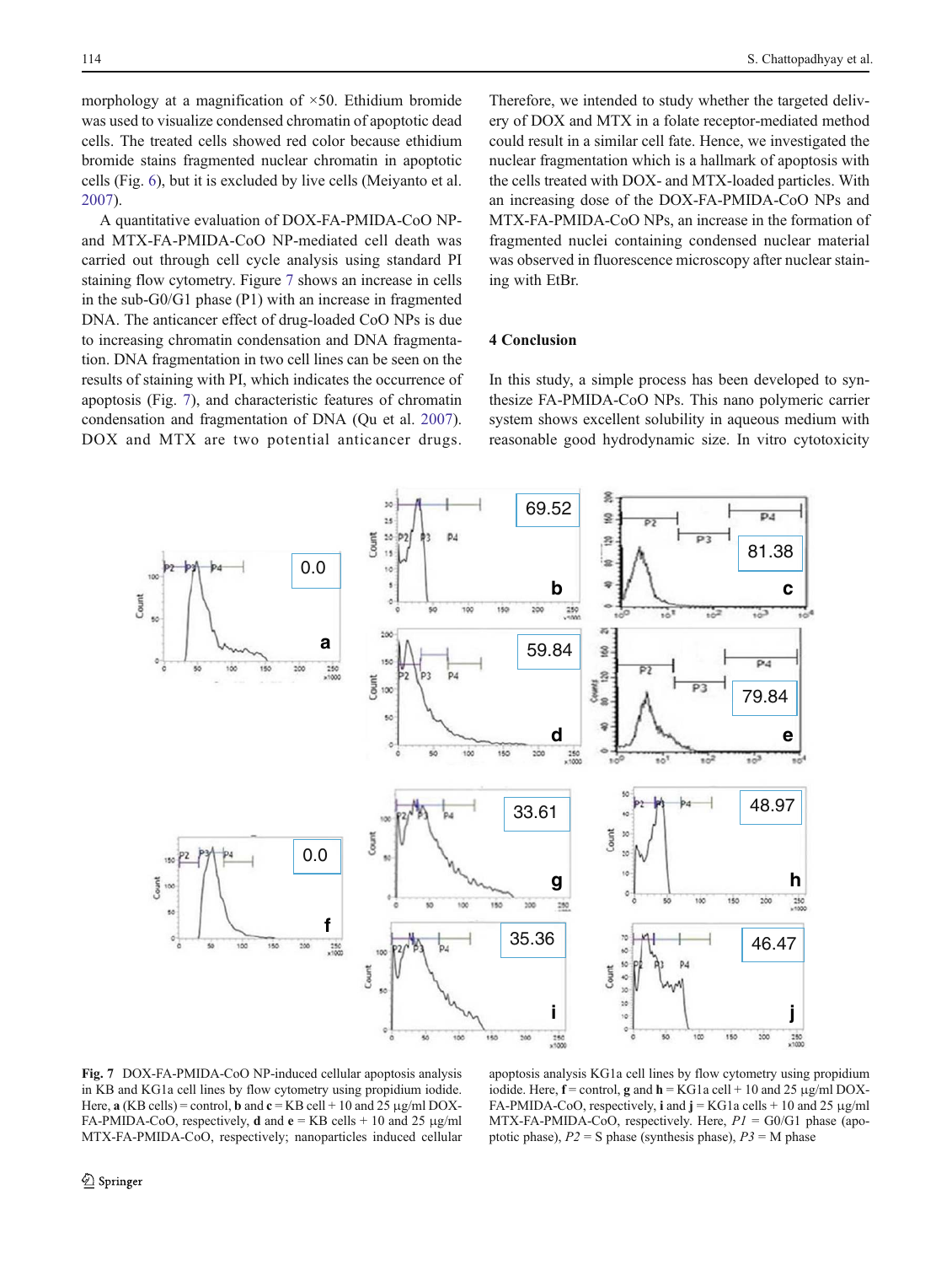morphology at a magnification of ×50. Ethidium bromide was used to visualize condensed chromatin of apoptotic dead cells. The treated cells showed red color because ethidium bromide stains fragmented nuclear chromatin in apoptotic cells (Fig. 6), but it is excluded by live cells (Meiyanto et al. 2007).

A quantitative evaluation of DOX-FA-PMIDA-CoO NP- and MTX-FA-PMIDA-CoO NP-mediated cell death was carried out through cell cycle analysis using standard PI staining flow cytometry. Figure 7 shows an increase in cells in the sub-G0/G1 phase (P1) with an increase in fragmented DNA. The anticancer effect of drug-loaded CoO NPs is due to increasing chromatin condensation and DNA fragmentation. DNA fragmentation in two cell lines can be seen on the results of staining with PI, which indicates the occurrence of apoptosis (Fig. 7), and characteristic features of chromatin condensation and fragmentation of DNA (Qu et al. 2007). DOX and MTX are two potential anticancer drugs. Therefore, we intended to study whether the targeted delivery of DOX and MTX in a folate receptor-mediated method could result in a similar cell fate. Hence, we investigated the nuclear fragmentation which is a hallmark of apoptosis with the cells treated with DOX- and MTX-loaded particles. With an increasing dose of the DOX-FA-PMIDA-CoO NPs and MTX-FA-PMIDA-CoO NPs, an increase in the formation of fragmented nuclei containing condensed nuclear material was observed in fluorescence microscopy after nuclear staining with EtBr.

## 4 Conclusion

In this study, a simple process has been developed to synthesize FA-PMIDA-CoO NPs. This nano polymeric carrier system shows excellent solubility in aqueous medium with reasonable good hydrodynamic size. In vitro cytotoxicity

**Fig. 7** DOX-FA-PMIDA-CoO NP-induced cellular apoptosis analysis in KB and KG1a cell lines by flow cytometry using propidium iodide. Here, **a** (KB cells) = control, **b** and **c** = KB cell + 10 and 25 μg/ml DOX-FA-PMIDA-CoO, respectively, **d** and **e** = KB cells + 10 and 25 μg/ml MTX-FA-PMIDA-CoO, respectively; nanoparticles induced cellular apoptosis analysis KG1a cell lines by flow cytometry using propidium iodide. Here, **f** = control, **g** and **h** = KG1a cell + 10 and 25 μg/ml DOX-FA-PMIDA-CoO, respectively, **i** and **j** = KG1a cells + 10 and 25 μg/ml MTX-FA-PMIDA-CoO, respectively. Here, *P1* = G0/G1 phase (apoptotic phase), *P2* = S phase (synthesis phase), *P3* = M phase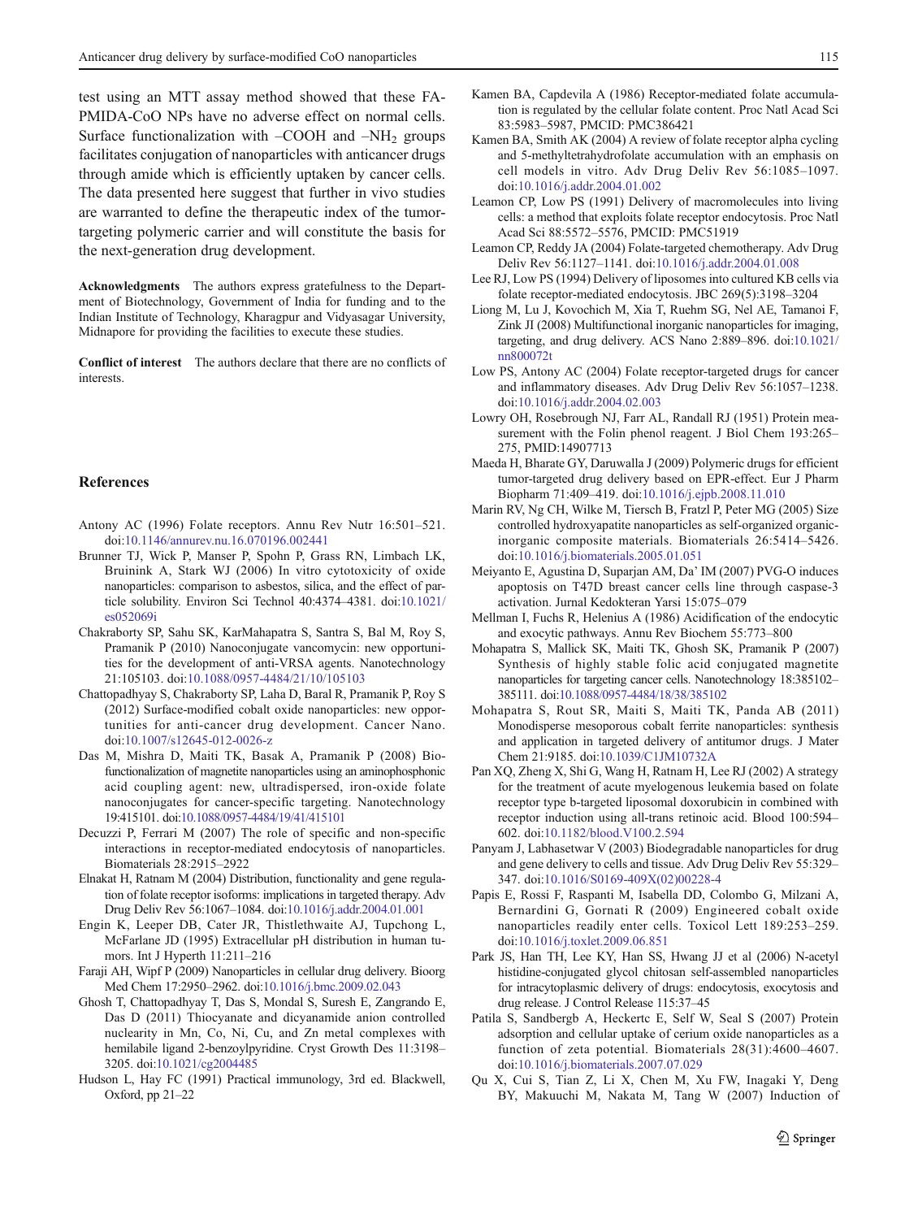test using an MTT assay method showed that these FA-PMIDA-CoO NPs have no adverse effect on normal cells. Surface functionalization with –COOH and $-NH_2$ groups facilitates conjugation of nanoparticles with anticancer drugs through amide which is efficiently uptaken by cancer cells. The data presented here suggest that further in vivo studies are warranted to define the therapeutic index of the tumor-targeting polymeric carrier and will constitute the basis for the next-generation drug development.

**Acknowledgments** The authors express gratefulness to the Department of Biotechnology, Government of India for funding and to the Indian Institute of Technology, Kharagpur and Vidyasagar University, Midnapore for providing the facilities to execute these studies.

**Conflict of interest** The authors declare that there are no conflicts of interests.

## References

Antony AC (1996) Folate receptors. Annu Rev Nutr 16:501–521. doi:10.1146/annurev.nu.16.070196.002441

Brunner TJ, Wick P, Manser P, Spohn P, Grass RN, Limbach LK, Bruinink A, Stark WJ (2006) In vitro cytotoxicity of oxide nanoparticles: comparison to asbestos, silica, and the effect of particle solubility. Environ Sci Technol 40:4374–4381. doi:10.1021/es052069i

Chakraborty SP, Sahu SK, KarMahapatra S, Santra S, Bal M, Roy S, Pramanik P (2010) Nanoconjugate vancomycin: new opportunities for the development of anti-VRSA agents. Nanotechnology 21:105103. doi:10.1088/0957-4484/21/10/105103

Chattopadhyay S, Chakraborty SP, Laha D, Baral R, Pramanik P, Roy S (2012) Surface-modified cobalt oxide nanoparticles: new opportunities for anti-cancer drug development. Cancer Nano. doi:10.1007/s12645-012-0026-z

Das M, Mishra D, Maiti TK, Basak A, Pramanik P (2008) Bio-functionalization of magnetite nanoparticles using an aminophosphonic acid coupling agent: new, ultradispersed, iron-oxide folate nanoconjugates for cancer-specific targeting. Nanotechnology 19:415101. doi:10.1088/0957-4484/19/41/415101

Decuzzi P, Ferrari M (2007) The role of specific and non-specific interactions in receptor-mediated endocytosis of nanoparticles. Biomaterials 28:2915–2922

Elnakat H, Ratnam M (2004) Distribution, functionality and gene regulation of folate receptor isoforms: implications in targeted therapy. Adv Drug Deliv Rev 56:1067–1084. doi:10.1016/j.addr.2004.01.001

Engin K, Leeper DB, Cater JR, Thistlethwaite AJ, Tupchong L, McFarlane JD (1995) Extracellular pH distribution in human tumors. Int J Hyperth 11:211–216

Faraji AH, Wipf P (2009) Nanoparticles in cellular drug delivery. Bioorg Med Chem 17:2950–2962. doi:10.1016/j.bmc.2009.02.043

Ghosh T, Chattopadhyay T, Das S, Mondal S, Suresh E, Zangrando E, Das D (2011) Thiocyanate and dicyanamide anion controlled nuclearity in Mn, Co, Ni, Cu, and Zn metal complexes with hemilabile ligand 2-benzoylpyridine. Cryst Growth Des 11:3198–3205. doi:10.1021/cg2004485

Hudson L, Hay FC (1991) Practical immunology, 3rd ed. Blackwell, Oxford, pp 21–22

Kamen BA, Capdevila A (1986) Receptor-mediated folate accumulation is regulated by the cellular folate content. Proc Natl Acad Sci 83:5983–5987, PMCID: PMC386421

Kamen BA, Smith AK (2004) A review of folate receptor alpha cycling and 5-methyltetrahydrofolate accumulation with an emphasis on cell models in vitro. Adv Drug Deliv Rev 56:1085–1097. doi:10.1016/j.addr.2004.01.002

Leamon CP, Low PS (1991) Delivery of macromolecules into living cells: a method that exploits folate receptor endocytosis. Proc Natl Acad Sci 88:5572–5576, PMCID: PMC51919

Leamon CP, Reddy JA (2004) Folate-targeted chemotherapy. Adv Drug Deliv Rev 56:1127–1141. doi:10.1016/j.addr.2004.01.008

Lee RJ, Low PS (1994) Delivery of liposomes into cultured KB cells via folate receptor-mediated endocytosis. JBC 269(5):3198–3204

Liong M, Lu J, Kovochich M, Xia T, Ruehm SG, Nel AE, Tamanoi F, Zink JI (2008) Multifunctional inorganic nanoparticles for imaging, targeting, and drug delivery. ACS Nano 2:889–896. doi:10.1021/nn800072t

Low PS, Antony AC (2004) Folate receptor-targeted drugs for cancer and inflammatory diseases. Adv Drug Deliv Rev 56:1057–1238. doi:10.1016/j.addr.2004.02.003

Lowry OH, Rosebrough NJ, Farr AL, Randall RJ (1951) Protein measurement with the Folin phenol reagent. J Biol Chem 193:265–275, PMID:14907713

Maeda H, Bharate GY, Daruwalla J (2009) Polymeric drugs for efficient tumor-targeted drug delivery based on EPR-effect. Eur J Pharm Biopharm 71:409–419. doi:10.1016/j.ejpb.2008.11.010

Marin RV, Ng CH, Wilke M, Tiersch B, Fratzl P, Peter MG (2005) Size controlled hydroxyapatite nanoparticles as self-organized organic-inorganic composite materials. Biomaterials 26:5414–5426. doi:10.1016/j.biomaterials.2005.01.051

Meiyanto E, Agustina D, Suparjan AM, Da' IM (2007) PVG-O induces apoptosis on T47D breast cancer cells line through caspase-3 activation. Jurnal Kedokteran Yarsi 15:075–079

Mellman I, Fuchs R, Helenius A (1986) Acidification of the endocytic and exocytic pathways. Annu Rev Biochem 55:773–800

Mohapatra S, Mallick SK, Maiti TK, Ghosh SK, Pramanik P (2007) Synthesis of highly stable folic acid conjugated magnetite nanoparticles for targeting cancer cells. Nanotechnology 18:385102–385111. doi:10.1088/0957-4484/18/38/385102

Mohapatra S, Rout SR, Maiti S, Maiti TK, Panda AB (2011) Monodisperse mesoporous cobalt ferrite nanoparticles: synthesis and application in targeted delivery of antitumor drugs. J Mater Chem 21:9185. doi:10.1039/C1JM10732A

Pan XQ, Zheng X, Shi G, Wang H, Ratnam H, Lee RJ (2002) A strategy for the treatment of acute myelogenous leukemia based on folate receptor type b-targeted liposomal doxorubicin in combined with receptor induction using all-trans retinoic acid. Blood 100:594–602. doi:10.1182/blood.V100.2.594

Panyam J, Labhasetwar V (2003) Biodegradable nanoparticles for drug and gene delivery to cells and tissue. Adv Drug Deliv Rev 55:329–347. doi:10.1016/S0169-409X(02)00228-4

Papis E, Rossi F, Raspanti M, Isabella DD, Colombo G, Milzani A, Bernardini G, Gornati R (2009) Engineered cobalt oxide nanoparticles readily enter cells. Toxicol Lett 189:253–259. doi:10.1016/j.toxlet.2009.06.851

Park JS, Han TH, Lee KY, Han SS, Hwang JJ et al (2006) N-acetyl histidine-conjugated glycol chitosan self-assembled nanoparticles for intracytoplasmic delivery of drugs: endocytosis, exocytosis and drug release. J Control Release 115:37–45

Patila S, Sandbergb A, Heckertc E, Self W, Seal S (2007) Protein adsorption and cellular uptake of cerium oxide nanoparticles as a function of zeta potential. Biomaterials 28(31):4600–4607. doi:10.1016/j.biomaterials.2007.07.029

Qu X, Cui S, Tian Z, Li X, Chen M, Xu FW, Inagaki Y, Deng BY, Makuuchi M, Nakata M, Tang W (2007) Induction of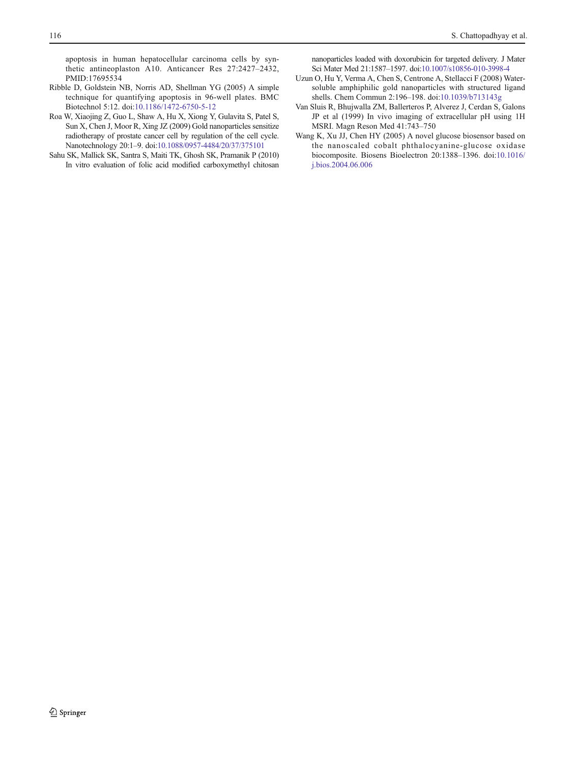apoptosis in human hepatocellular carcinoma cells by synthetic antineoplaston A10. Anticancer Res 27:2427–2432, PMID:17695534

Ribble D, Goldstein NB, Norris AD, Shellman YG (2005) A simple technique for quantifying apoptosis in 96-well plates. BMC Biotechnol 5:12. doi:10.1186/1472-6750-5-12

Roa W, Xiaojing Z, Guo L, Shaw A, Hu X, Xiong Y, Gulavita S, Patel S, Sun X, Chen J, Moor R, Xing JZ (2009) Gold nanoparticles sensitize radiotherapy of prostate cancer cell by regulation of the cell cycle. Nanotechnology 20:1–9. doi:10.1088/0957-4484/20/37/375101

Sahu SK, Mallick SK, Santra S, Maiti TK, Ghosh SK, Pramanik P (2010) In vitro evaluation of folic acid modified carboxymethyl chitosan nanoparticles loaded with doxorubicin for targeted delivery. J Mater Sci Mater Med 21:1587–1597. doi:10.1007/s10856-010-3998-4

Uzun O, Hu Y, Verma A, Chen S, Centrone A, Stellacci F (2008) Water-soluble amphiphilic gold nanoparticles with structured ligand shells. Chem Commun 2:196–198. doi:10.1039/b713143g

Van Sluis R, Bhujwalla ZM, Ballerteros P, Alverez J, Cerdan S, Galons JP et al (1999) In vivo imaging of extracellular pH using 1H MSRI. Magn Reson Med 41:743–750

Wang K, Xu JJ, Chen HY (2005) A novel glucose biosensor based on the nanoscaled cobalt phthalocyanine-glucose oxidase biocomposite. Biosens Bioelectron 20:1388–1396. doi:10.1016/j.bios.2004.06.006